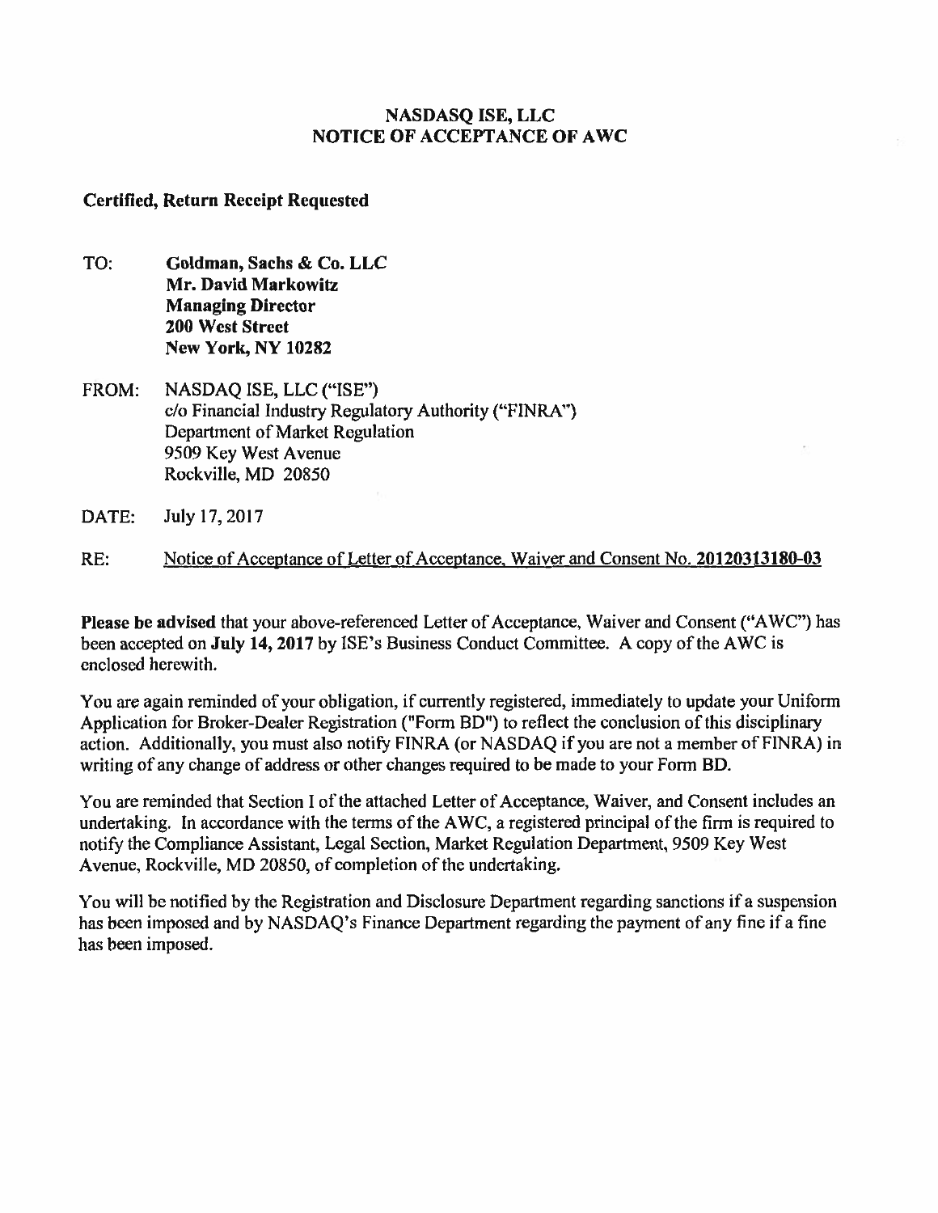# NASDASQ ISE, LLC
# NOTICE OF ACCEPTANCE OF AWC

**Certified, Return Receipt Requested**

TO: **Goldman, Sachs & Co. LLC**
**Mr. David Markowitz**
**Managing Director**
**200 West Street**
**New York, NY 10282**

FROM: NASDAQ ISE, LLC ("ISE")
c/o Financial Industry Regulatory Authority ("FINRA")
Department of Market Regulation
9509 Key West Avenue
Rockville, MD 20850

DATE: July 17, 2017

RE: Notice of Acceptance of Letter of Acceptance, Waiver and Consent No. **20120313180-03**

**Please be advised** that your above-referenced Letter of Acceptance, Waiver and Consent ("AWC") has been accepted on **July 14, 2017** by ISE's Business Conduct Committee. A copy of the AWC is enclosed herewith.

You are again reminded of your obligation, if currently registered, immediately to update your Uniform Application for Broker-Dealer Registration ("Form BD") to reflect the conclusion of this disciplinary action. Additionally, you must also notify FINRA (or NASDAQ if you are not a member of FINRA) in writing of any change of address or other changes required to be made to your Form BD.

You are reminded that Section I of the attached Letter of Acceptance, Waiver, and Consent includes an undertaking. In accordance with the terms of the AWC, a registered principal of the firm is required to notify the Compliance Assistant, Legal Section, Market Regulation Department, 9509 Key West Avenue, Rockville, MD 20850, of completion of the undertaking.

You will be notified by the Registration and Disclosure Department regarding sanctions if a suspension has been imposed and by NASDAQ's Finance Department regarding the payment of any fine if a fine has been imposed.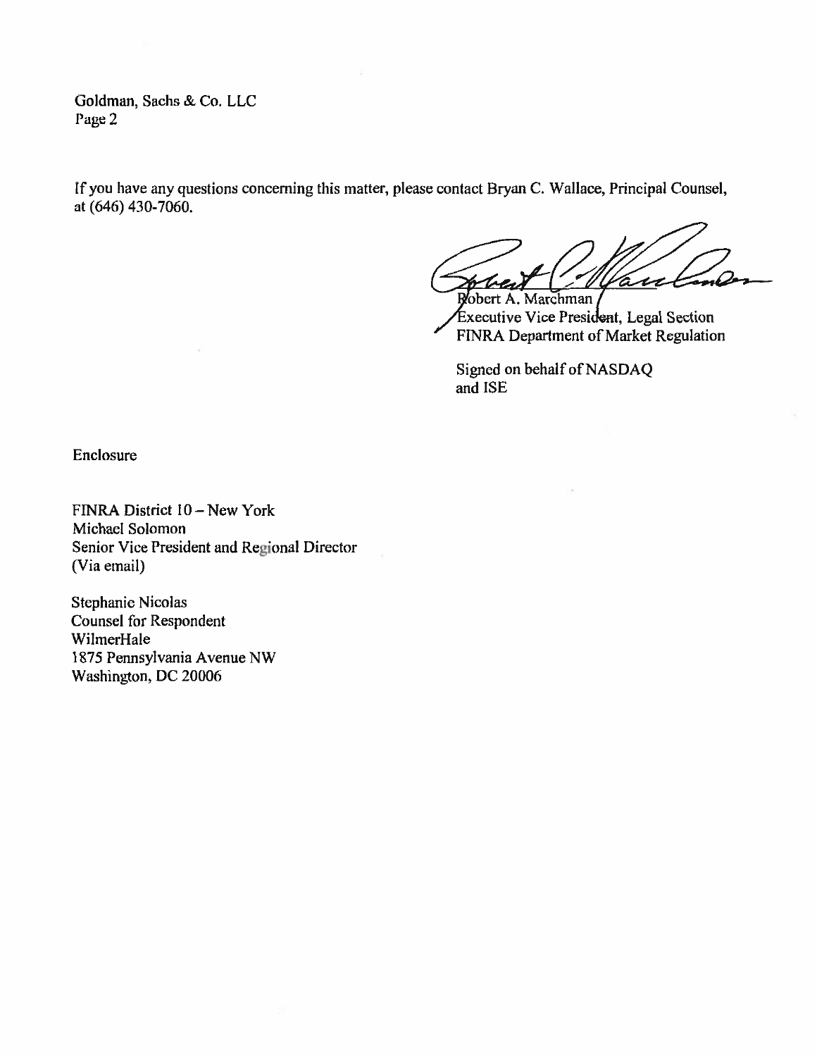If you have any questions concerning this matter, please contact Bryan C. Wallace, Principal Counsel, at (646) 430-7060.

Robert A. Marchman
Executive Vice President, Legal Section
FINRA Department of Market Regulation

Signed on behalf of NASDAQ
and ISE

Enclosure

FINRA District 10 – New York
Michael Solomon
Senior Vice President and Regional Director
(Via email)

Stephanie Nicolas
Counsel for Respondent
WilmerHale
1875 Pennsylvania Avenue NW
Washington, DC 20006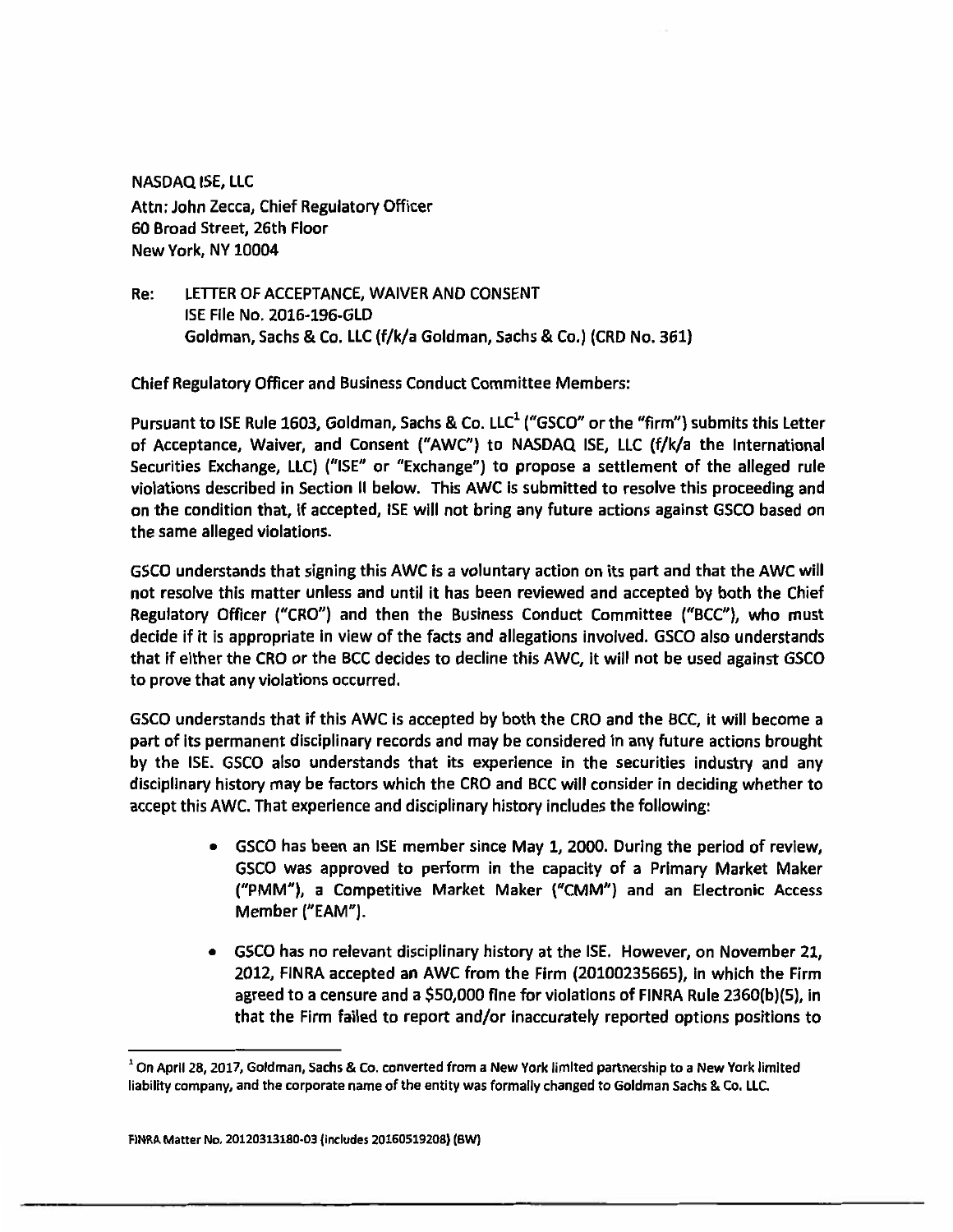NASDAQ ISE, LLC
Attn: John Zecca, Chief Regulatory Officer
60 Broad Street, 26th Floor
New York, NY 10004

Re: LETTER OF ACCEPTANCE, WAIVER AND CONSENT
ISE File No. 2016-196-GLD
Goldman, Sachs & Co. LLC (f/k/a Goldman, Sachs & Co.) (CRD No. 361)

Chief Regulatory Officer and Business Conduct Committee Members:

Pursuant to ISE Rule 1603, Goldman, Sachs & Co. LLC[1] ("GSCO" or the "firm") submits this Letter of Acceptance, Waiver, and Consent ("AWC") to NASDAQ ISE, LLC (f/k/a the International Securities Exchange, LLC) ("ISE" or "Exchange") to propose a settlement of the alleged rule violations described in Section II below. This AWC is submitted to resolve this proceeding and on the condition that, if accepted, ISE will not bring any future actions against GSCO based on the same alleged violations.

GSCO understands that signing this AWC is a voluntary action on its part and that the AWC will not resolve this matter unless and until it has been reviewed and accepted by both the Chief Regulatory Officer ("CRO") and then the Business Conduct Committee ("BCC"), who must decide if it is appropriate in view of the facts and allegations involved. GSCO also understands that if either the CRO or the BCC decides to decline this AWC, it will not be used against GSCO to prove that any violations occurred.

GSCO understands that if this AWC is accepted by both the CRO and the BCC, it will become a part of its permanent disciplinary records and may be considered in any future actions brought by the ISE. GSCO also understands that its experience in the securities industry and any disciplinary history may be factors which the CRO and BCC will consider in deciding whether to accept this AWC. That experience and disciplinary history includes the following:

- GSCO has been an ISE member since May 1, 2000. During the period of review, GSCO was approved to perform in the capacity of a Primary Market Maker ("PMM"), a Competitive Market Maker ("CMM") and an Electronic Access Member ("EAM").
- GSCO has no relevant disciplinary history at the ISE. However, on November 21, 2012, FINRA accepted an AWC from the Firm (20100235665), in which the Firm agreed to a censure and a $50,000 fine for violations of FINRA Rule 2360(b)(5), in that the Firm failed to report and/or inaccurately reported options positions to

[1] On April 28, 2017, Goldman, Sachs & Co. converted from a New York limited partnership to a New York limited liability company, and the corporate name of the entity was formally changed to Goldman Sachs & Co. LLC.

FINRA Matter No. 20120313180-03 (includes 20160519208) (BW)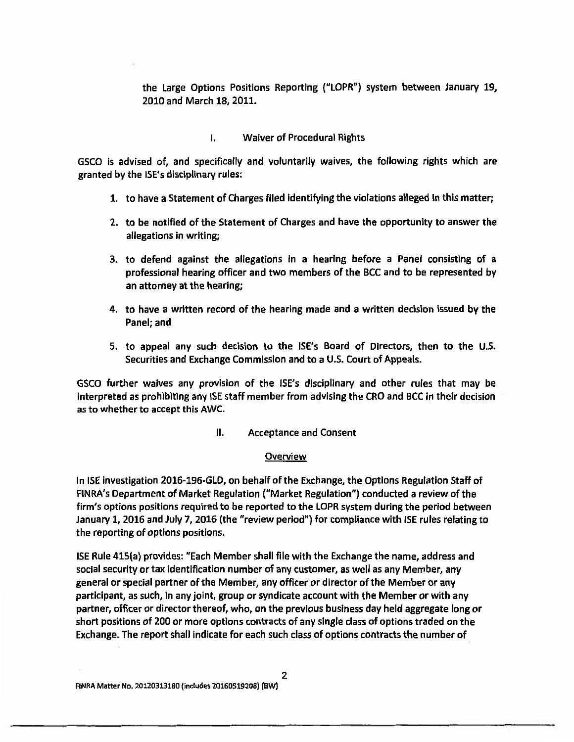the Large Options Positions Reporting ("LOPR") system between January 19, 2010 and March 18, 2011.

## I. Waiver of Procedural Rights

GSCO is advised of, and specifically and voluntarily waives, the following rights which are granted by the ISE's disciplinary rules:

1. to have a Statement of Charges filed identifying the violations alleged in this matter;
2. to be notified of the Statement of Charges and have the opportunity to answer the allegations in writing;
3. to defend against the allegations in a hearing before a Panel consisting of a professional hearing officer and two members of the BCC and to be represented by an attorney at the hearing;
4. to have a written record of the hearing made and a written decision issued by the Panel; and
5. to appeal any such decision to the ISE's Board of Directors, then to the U.S. Securities and Exchange Commission and to a U.S. Court of Appeals.

GSCO further waives any provision of the ISE's disciplinary and other rules that may be interpreted as prohibiting any ISE staff member from advising the CRO and BCC in their decision as to whether to accept this AWC.

## II. Acceptance and Consent

### Overview

In ISE investigation 2016-196-GLD, on behalf of the Exchange, the Options Regulation Staff of FINRA's Department of Market Regulation ("Market Regulation") conducted a review of the firm's options positions required to be reported to the LOPR system during the period between January 1, 2016 and July 7, 2016 (the "review period") for compliance with ISE rules relating to the reporting of options positions.

ISE Rule 415(a) provides: "Each Member shall file with the Exchange the name, address and social security or tax identification number of any customer, as well as any Member, any general or special partner of the Member, any officer or director of the Member or any participant, as such, in any joint, group or syndicate account with the Member or with any partner, officer or director thereof, who, on the previous business day held aggregate long or short positions of 200 or more options contracts of any single class of options traded on the Exchange. The report shall indicate for each such class of options contracts the number of

FINRA Matter No. 20120313180 (includes 20160519208) (BW)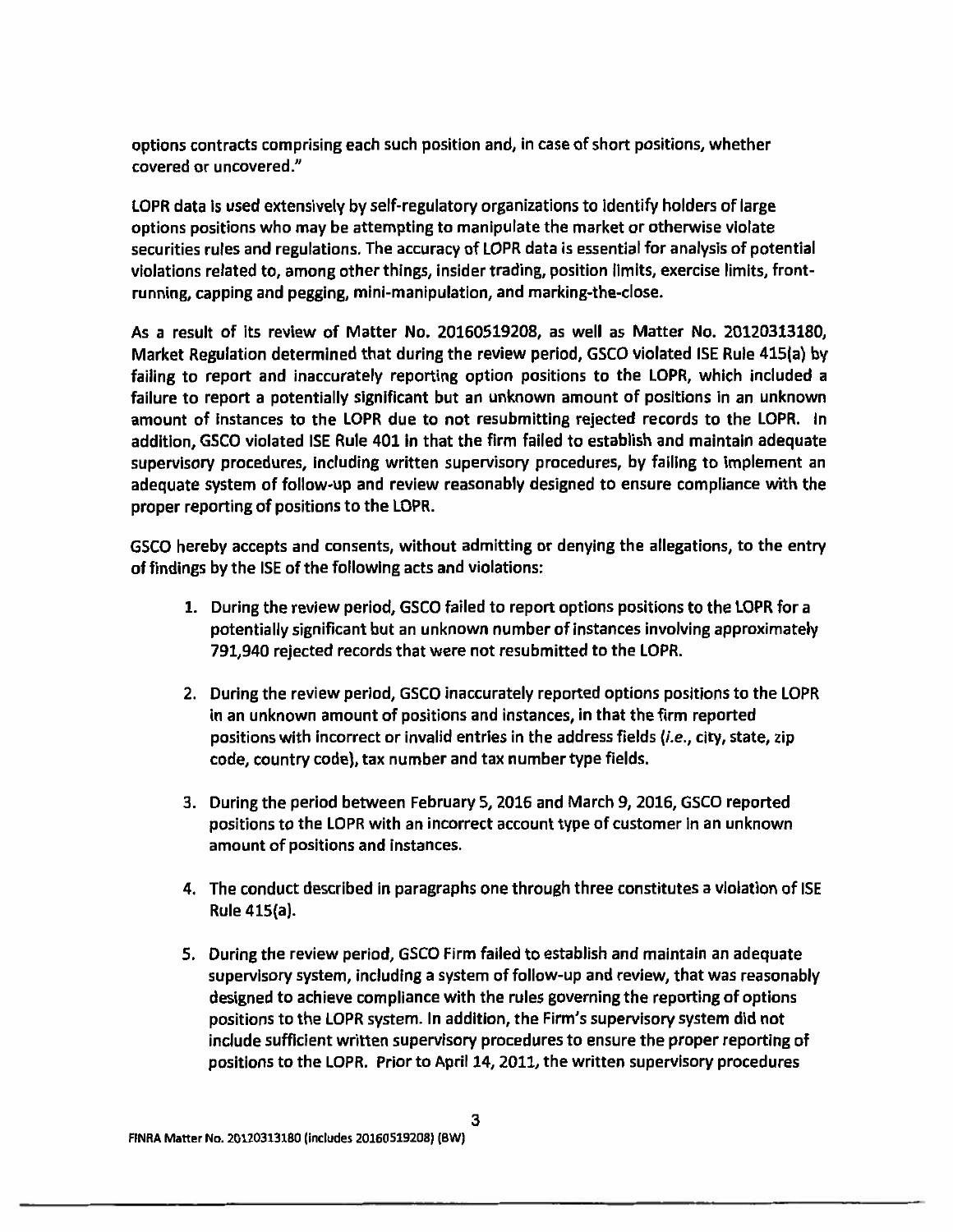options contracts comprising each such position and, in case of short positions, whether covered or uncovered."

LOPR data is used extensively by self-regulatory organizations to identify holders of large options positions who may be attempting to manipulate the market or otherwise violate securities rules and regulations. The accuracy of LOPR data is essential for analysis of potential violations related to, among other things, insider trading, position limits, exercise limits, front-running, capping and pegging, mini-manipulation, and marking-the-close.

As a result of its review of Matter No. 20160519208, as well as Matter No. 20120313180, Market Regulation determined that during the review period, GSCO violated ISE Rule 415(a) by failing to report and inaccurately reporting option positions to the LOPR, which included a failure to report a potentially significant but an unknown amount of positions in an unknown amount of instances to the LOPR due to not resubmitting rejected records to the LOPR. In addition, GSCO violated ISE Rule 401 in that the firm failed to establish and maintain adequate supervisory procedures, including written supervisory procedures, by failing to implement an adequate system of follow-up and review reasonably designed to ensure compliance with the proper reporting of positions to the LOPR.

GSCO hereby accepts and consents, without admitting or denying the allegations, to the entry of findings by the ISE of the following acts and violations:

1. During the review period, GSCO failed to report options positions to the LOPR for a potentially significant but an unknown number of instances involving approximately 791,940 rejected records that were not resubmitted to the LOPR.

2. During the review period, GSCO inaccurately reported options positions to the LOPR in an unknown amount of positions and instances, in that the firm reported positions with incorrect or invalid entries in the address fields (*i.e.*, city, state, zip code, country code), tax number and tax number type fields.

3. During the period between February 5, 2016 and March 9, 2016, GSCO reported positions to the LOPR with an incorrect account type of customer in an unknown amount of positions and instances.

4. The conduct described in paragraphs one through three constitutes a violation of ISE Rule 415(a).

5. During the review period, GSCO Firm failed to establish and maintain an adequate supervisory system, including a system of follow-up and review, that was reasonably designed to achieve compliance with the rules governing the reporting of options positions to the LOPR system. In addition, the Firm's supervisory system did not include sufficient written supervisory procedures to ensure the proper reporting of positions to the LOPR. Prior to April 14, 2011, the written supervisory procedures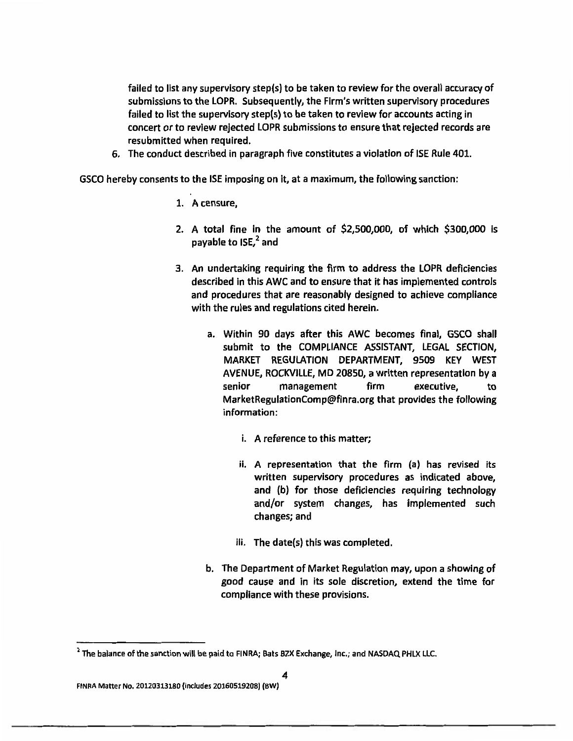failed to list any supervisory step(s) to be taken to review for the overall accuracy of submissions to the LOPR. Subsequently, the Firm's written supervisory procedures failed to list the supervisory step(s) to be taken to review for accounts acting in concert or to review rejected LOPR submissions to ensure that rejected records are resubmitted when required.

6. The conduct described in paragraph five constitutes a violation of ISE Rule 401.

GSCO hereby consents to the ISE imposing on it, at a maximum, the following sanction:

1. A censure,

2. A total fine in the amount of $2,500,000, of which $300,000 is payable to ISE,[2] and

3. An undertaking requiring the firm to address the LOPR deficiencies described in this AWC and to ensure that it has implemented controls and procedures that are reasonably designed to achieve compliance with the rules and regulations cited herein.

   a. Within 90 days after this AWC becomes final, GSCO shall submit to the COMPLIANCE ASSISTANT, LEGAL SECTION, MARKET REGULATION DEPARTMENT, 9509 KEY WEST AVENUE, ROCKVILLE, MD 20850, a written representation by a senior management firm executive, to MarketRegulationComp@finra.org that provides the following information:

      i. A reference to this matter;

      ii. A representation that the firm (a) has revised its written supervisory procedures as indicated above, and (b) for those deficiencies requiring technology and/or system changes, has implemented such changes; and

      iii. The date(s) this was completed.

   b. The Department of Market Regulation may, upon a showing of good cause and in its sole discretion, extend the time for compliance with these provisions.

[2] The balance of the sanction will be paid to FINRA; Bats BZX Exchange, Inc.; and NASDAQ PHLX LLC.

FINRA Matter No. 20120313180 (includes 20160519208) (BW)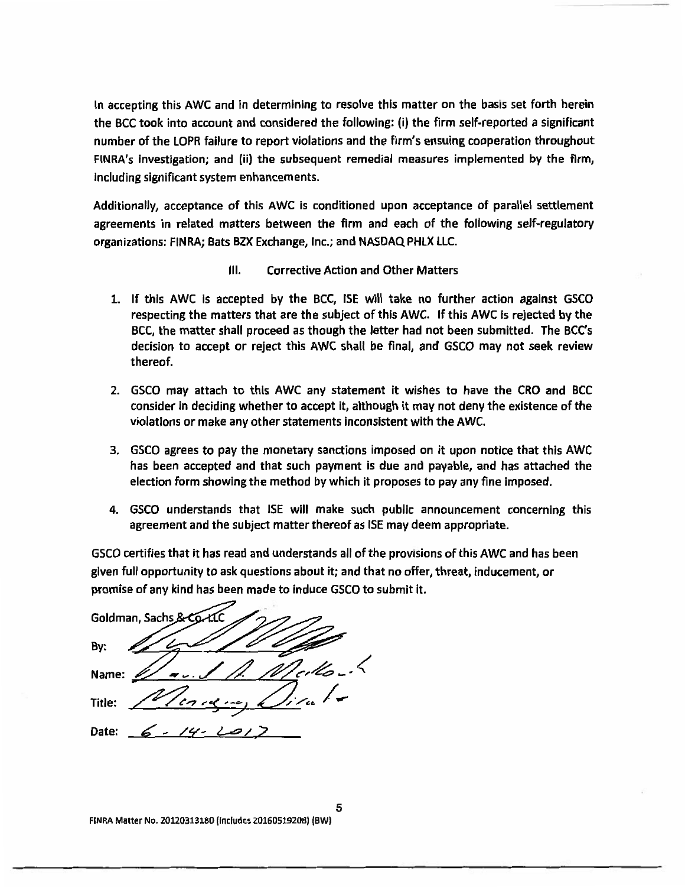In accepting this AWC and in determining to resolve this matter on the basis set forth herein the BCC took into account and considered the following: (i) the firm self-reported a significant number of the LOPR failure to report violations and the firm's ensuing cooperation throughout FINRA's investigation; and (ii) the subsequent remedial measures implemented by the firm, including significant system enhancements.

Additionally, acceptance of this AWC is conditioned upon acceptance of parallel settlement agreements in related matters between the firm and each of the following self-regulatory organizations: FINRA; Bats BZX Exchange, Inc.; and NASDAQ PHLX LLC.

## III. Corrective Action and Other Matters

1. If this AWC is accepted by the BCC, ISE will take no further action against GSCO respecting the matters that are the subject of this AWC. If this AWC is rejected by the BCC, the matter shall proceed as though the letter had not been submitted. The BCC's decision to accept or reject this AWC shall be final, and GSCO may not seek review thereof.

2. GSCO may attach to this AWC any statement it wishes to have the CRO and BCC consider in deciding whether to accept it, although it may not deny the existence of the violations or make any other statements inconsistent with the AWC.

3. GSCO agrees to pay the monetary sanctions imposed on it upon notice that this AWC has been accepted and that such payment is due and payable, and has attached the election form showing the method by which it proposes to pay any fine imposed.

4. GSCO understands that ISE will make such public announcement concerning this agreement and the subject matter thereof as ISE may deem appropriate.

GSCO certifies that it has read and understands all of the provisions of this AWC and has been given full opportunity to ask questions about it; and that no offer, threat, inducement, or promise of any kind has been made to induce GSCO to submit it.

Goldman, Sachs & Co. LLC

By: [signature]

Name: Paul A. Mallak

Title: Managing Director

Date: 6-14-2017

FINRA Matter No. 20120313180 (includes 20160519208) (BW)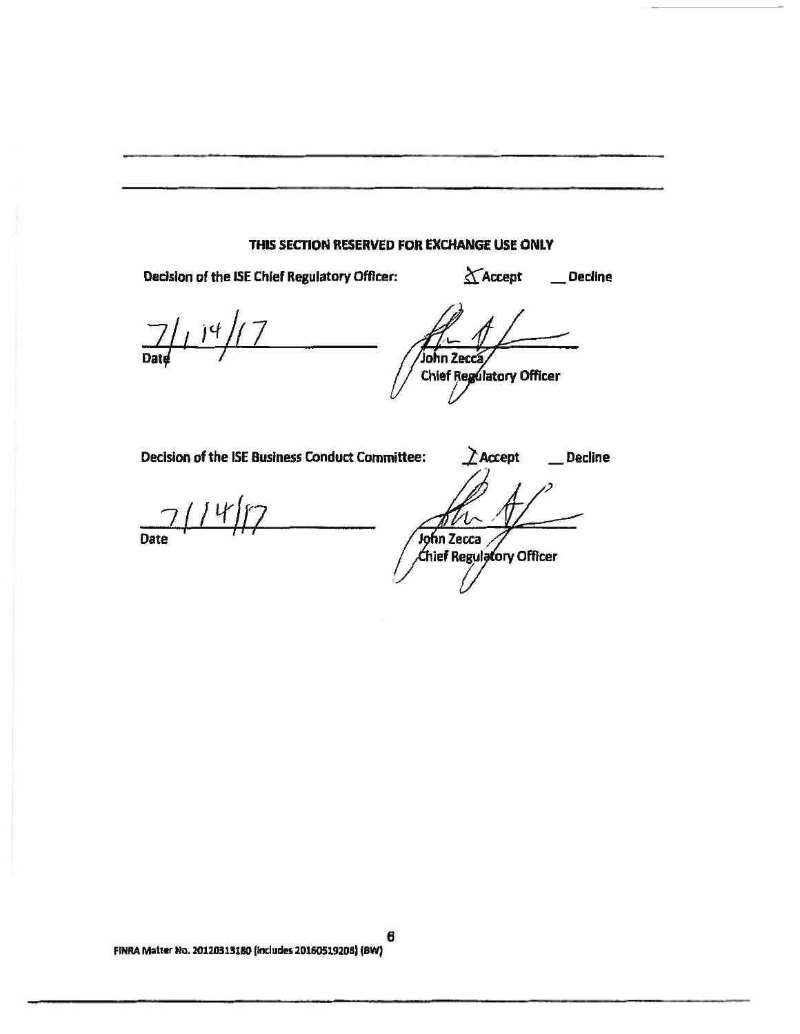**THIS SECTION RESERVED FOR EXCHANGE USE ONLY**

**Decision of the ISE Chief Regulatory Officer:** X **Accept** __ **Decline**

7/14/17
Date

John Zecca
Chief Regulatory Officer

**Decision of the ISE Business Conduct Committee:** X **Accept** __ **Decline**

7/14/17
Date

John Zecca
Chief Regulatory Officer

FINRA Matter No. 20120313180 (includes 20160519208) (BW)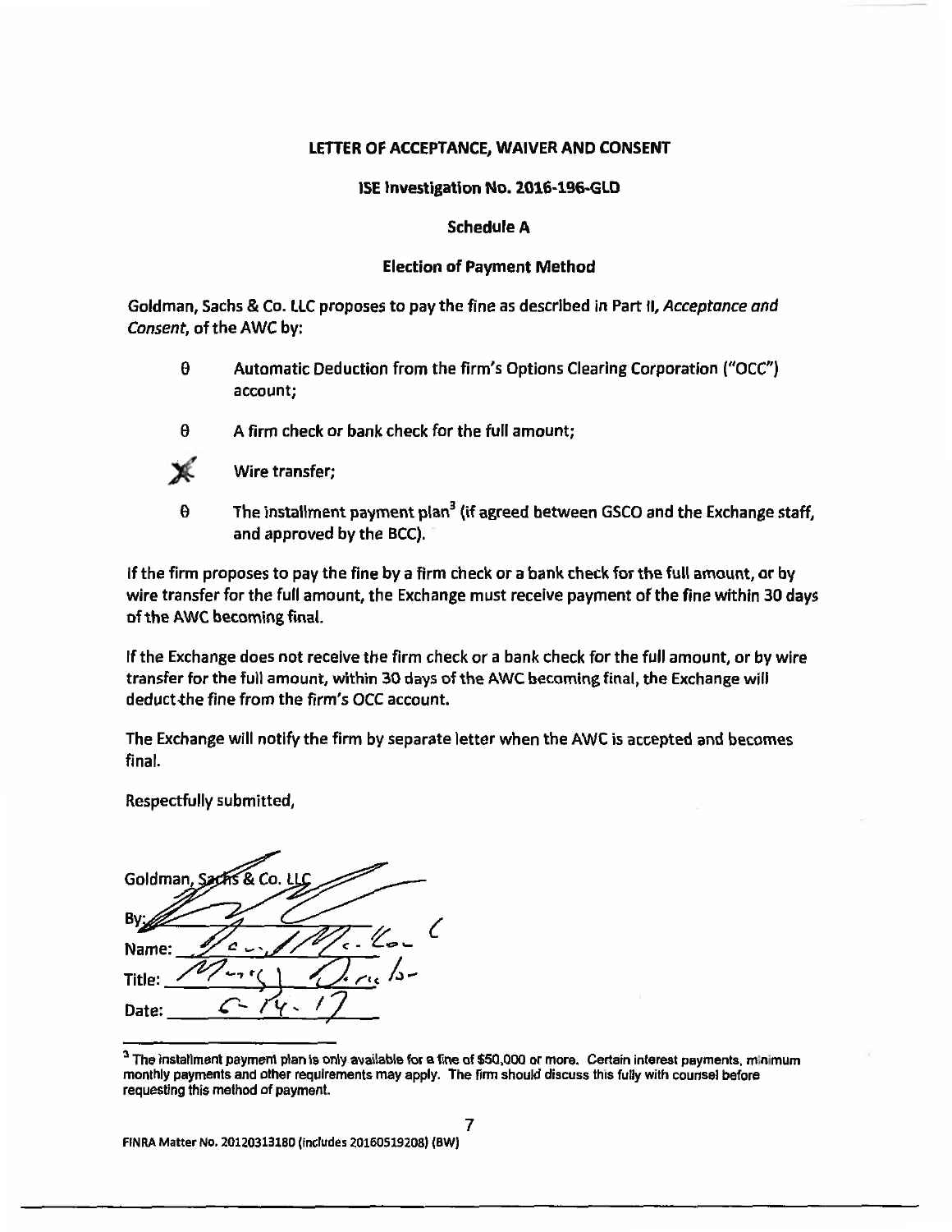**LETTER OF ACCEPTANCE, WAIVER AND CONSENT**

**ISE Investigation No. 2016-196-GLD**

**Schedule A**

**Election of Payment Method**

Goldman, Sachs & Co. LLC proposes to pay the fine as described in Part II, *Acceptance and Consent*, of the AWC by:

- θ Automatic Deduction from the firm's Options Clearing Corporation ("OCC") account;
- θ A firm check or bank check for the full amount;
- X Wire transfer;
- θ The installment payment plan[3] (if agreed between GSCO and the Exchange staff, and approved by the BCC).

If the firm proposes to pay the fine by a firm check or a bank check for the full amount, or by wire transfer for the full amount, the Exchange must receive payment of the fine within 30 days of the AWC becoming final.

If the Exchange does not receive the firm check or a bank check for the full amount, or by wire transfer for the full amount, within 30 days of the AWC becoming final, the Exchange will deduct the fine from the firm's OCC account.

The Exchange will notify the firm by separate letter when the AWC is accepted and becomes final.

Respectfully submitted,

Goldman, Sachs & Co. LLC

By: [signature]

Name: [handwritten]

Title: [handwritten]

Date: 6-14-17

---

[3] The installment payment plan is only available for a fine of $50,000 or more. Certain interest payments, minimum monthly payments and other requirements may apply. The firm should discuss this fully with counsel before requesting this method of payment.

FINRA Matter No. 20120313180 (includes 20160519208) (BW)